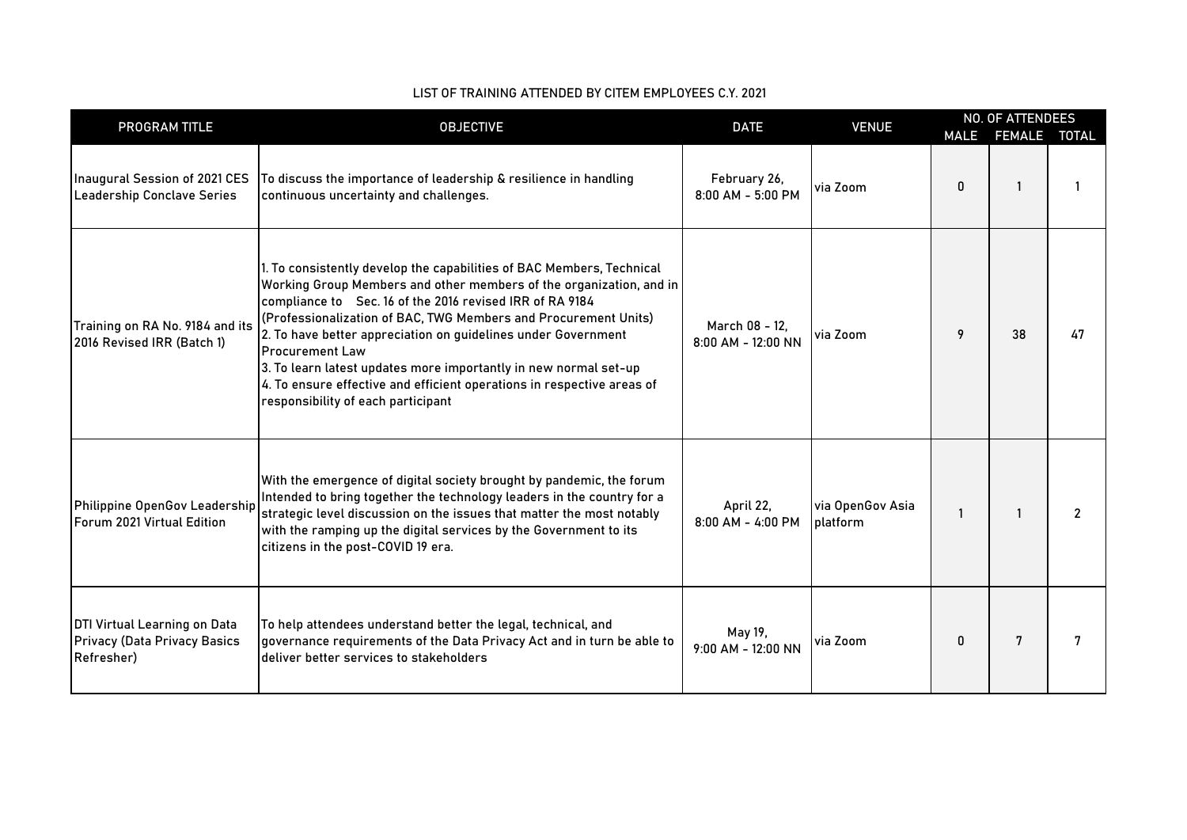LIST OF TRAINING ATTENDED BY CITEM EMPLOYEES C.Y. 2021

| PROGRAM TITLE | OBJECTIVE | DATE | VENUE | NO. OF ATTENDEES | | |
|---|---|---|---|---|---|---|
| | | | | MALE | FEMALE | TOTAL |
| Inaugural Session of 2021 CES Leadership Conclave Series | To discuss the importance of leadership & resilience in handling continuous uncertainty and challenges. | February 26, 8:00 AM - 5:00 PM | via Zoom | 0 | 1 | 1 |
| Training on RA No. 9184 and its 2016 Revised IRR (Batch 1) | 1. To consistently develop the capabilities of BAC Members, Technical Working Group Members and other members of the organization, and in compliance to Sec. 16 of the 2016 revised IRR of RA 9184 (Professionalization of BAC, TWG Members and Procurement Units)<br>2. To have better appreciation on guidelines under Government Procurement Law<br>3. To learn latest updates more importantly in new normal set-up<br>4. To ensure effective and efficient operations in respective areas of responsibility of each participant | March 08 - 12, 8:00 AM - 12:00 NN | via Zoom | 9 | 38 | 47 |
| Philippine OpenGov Leadership Forum 2021 Virtual Edition | With the emergence of digital society brought by pandemic, the forum Intended to bring together the technology leaders in the country for a strategic level discussion on the issues that matter the most notably with the ramping up the digital services by the Government to its citizens in the post-COVID 19 era. | April 22, 8:00 AM - 4:00 PM | via OpenGov Asia platform | 1 | 1 | 2 |
| DTI Virtual Learning on Data Privacy (Data Privacy Basics Refresher) | To help attendees understand better the legal, technical, and governance requirements of the Data Privacy Act and in turn be able to deliver better services to stakeholders | May 19, 9:00 AM - 12:00 NN | via Zoom | 0 | 7 | 7 |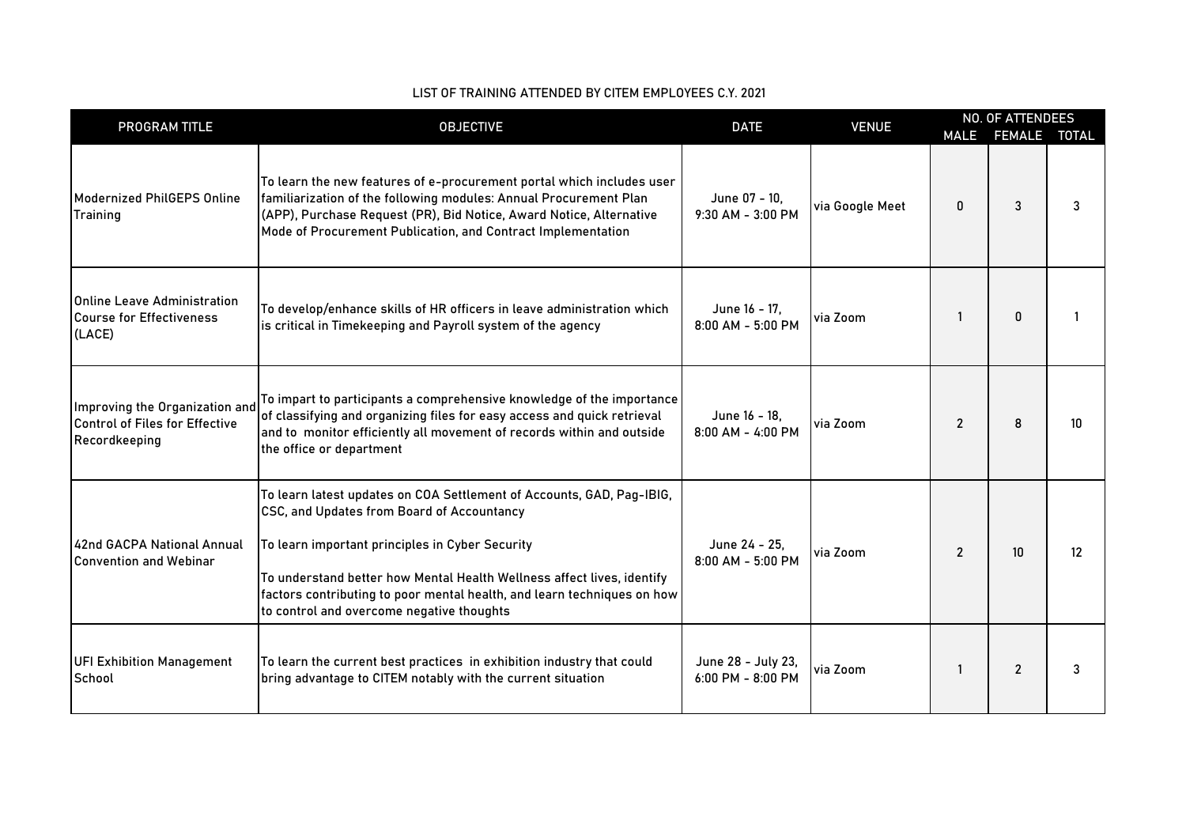LIST OF TRAINING ATTENDED BY CITEM EMPLOYEES C.Y. 2021

| PROGRAM TITLE | OBJECTIVE | DATE | VENUE | NO. OF ATTENDEES | | |
|---|---|---|---|---|---|---|
| | | | | MALE | FEMALE | TOTAL |
| Modernized PhilGEPS Online Training | To learn the new features of e-procurement portal which includes user familiarization of the following modules: Annual Procurement Plan (APP), Purchase Request (PR), Bid Notice, Award Notice, Alternative Mode of Procurement Publication, and Contract Implementation | June 07 - 10, 9:30 AM - 3:00 PM | via Google Meet | 0 | 3 | 3 |
| Online Leave Administration Course for Effectiveness (LACE) | To develop/enhance skills of HR officers in leave administration which is critical in Timekeeping and Payroll system of the agency | June 16 - 17, 8:00 AM - 5:00 PM | via Zoom | 1 | 0 | 1 |
| Improving the Organization and Control of Files for Effective Recordkeeping | To impart to participants a comprehensive knowledge of the importance of classifying and organizing files for easy access and quick retrieval and to monitor efficiently all movement of records within and outside the office or department | June 16 - 18, 8:00 AM - 4:00 PM | via Zoom | 2 | 8 | 10 |
| 42nd GACPA National Annual Convention and Webinar | To learn latest updates on COA Settlement of Accounts, GAD, Pag-IBIG, CSC, and Updates from Board of Accountancy<br><br>To learn important principles in Cyber Security<br><br>To understand better how Mental Health Wellness affect lives, identify factors contributing to poor mental health, and learn techniques on how to control and overcome negative thoughts | June 24 - 25, 8:00 AM - 5:00 PM | via Zoom | 2 | 10 | 12 |
| UFI Exhibition Management School | To learn the current best practices in exhibition industry that could bring advantage to CITEM notably with the current situation | June 28 - July 23, 6:00 PM - 8:00 PM | via Zoom | 1 | 2 | 3 |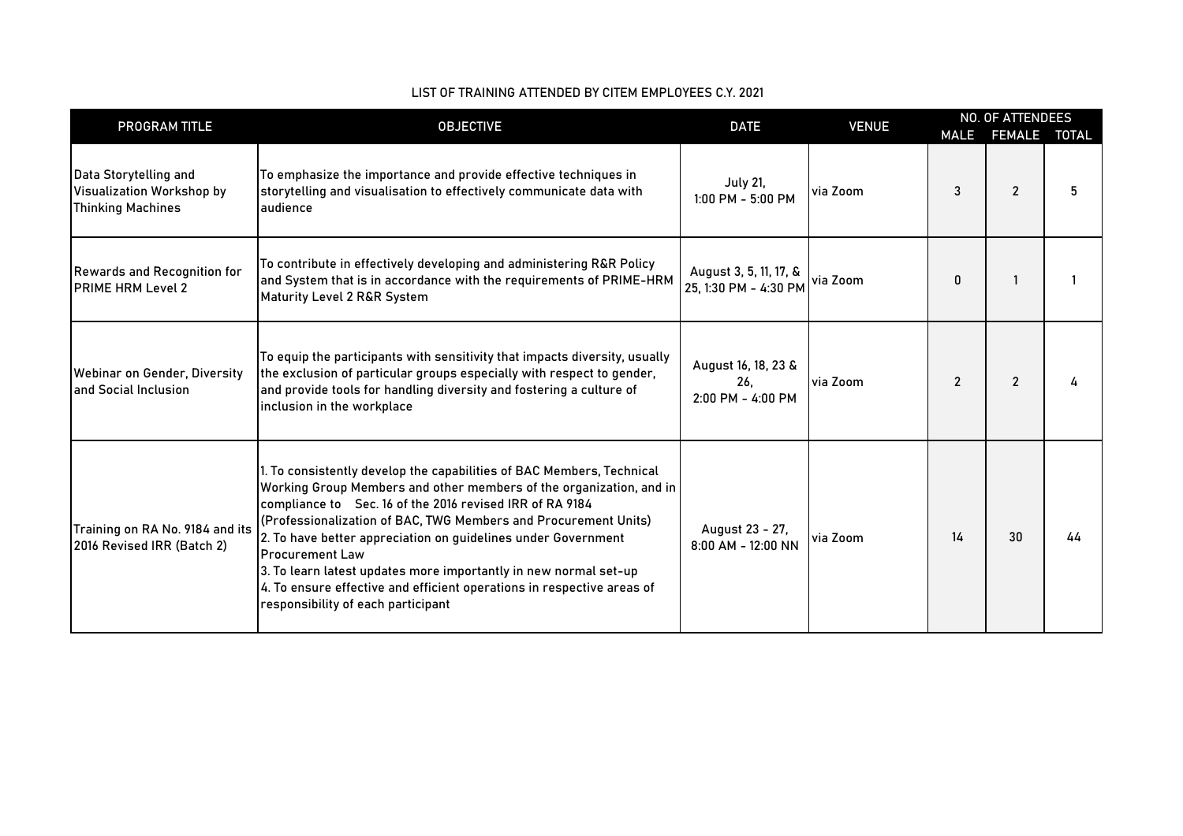LIST OF TRAINING ATTENDED BY CITEM EMPLOYEES C.Y. 2021

| PROGRAM TITLE | OBJECTIVE | DATE | VENUE | NO. OF ATTENDEES | | |
|---|---|---|---|---|---|---|
| | | | | MALE | FEMALE | TOTAL |
| Data Storytelling and Visualization Workshop by Thinking Machines | To emphasize the importance and provide effective techniques in storytelling and visualisation to effectively communicate data with audience | July 21, 1:00 PM - 5:00 PM | via Zoom | 3 | 2 | 5 |
| Rewards and Recognition for PRIME HRM Level 2 | To contribute in effectively developing and administering R&R Policy and System that is in accordance with the requirements of PRIME-HRM Maturity Level 2 R&R System | August 3, 5, 11, 17, & 25, 1:30 PM - 4:30 PM | via Zoom | 0 | 1 | 1 |
| Webinar on Gender, Diversity and Social Inclusion | To equip the participants with sensitivity that impacts diversity, usually the exclusion of particular groups especially with respect to gender, and provide tools for handling diversity and fostering a culture of inclusion in the workplace | August 16, 18, 23 & 26, 2:00 PM - 4:00 PM | via Zoom | 2 | 2 | 4 |
| Training on RA No. 9184 and its 2016 Revised IRR (Batch 2) | 1. To consistently develop the capabilities of BAC Members, Technical Working Group Members and other members of the organization, and in compliance to Sec. 16 of the 2016 revised IRR of RA 9184 (Professionalization of BAC, TWG Members and Procurement Units)<br>2. To have better appreciation on guidelines under Government Procurement Law<br>3. To learn latest updates more importantly in new normal set-up<br>4. To ensure effective and efficient operations in respective areas of responsibility of each participant | August 23 - 27, 8:00 AM - 12:00 NN | via Zoom | 14 | 30 | 44 |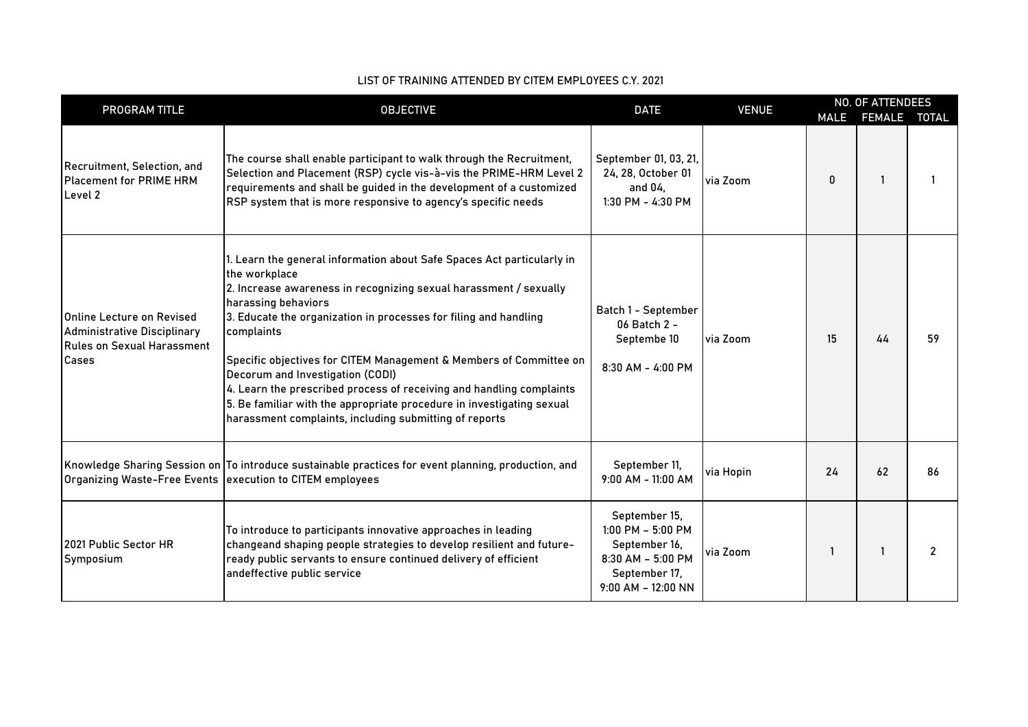LIST OF TRAINING ATTENDED BY CITEM EMPLOYEES C.Y. 2021

| PROGRAM TITLE | OBJECTIVE | DATE | VENUE | NO. OF ATTENDEES | | |
|---|---|---|---|---|---|---|
| | | | | MALE | FEMALE | TOTAL |
| Recruitment, Selection, and Placement for PRIME HRM Level 2 | The course shall enable participant to walk through the Recruitment, Selection and Placement (RSP) cycle vis-à-vis the PRIME-HRM Level 2 requirements and shall be guided in the development of a customized RSP system that is more responsive to agency's specific needs | September 01, 03, 21, 24, 28, October 01 and 04, 1:30 PM - 4:30 PM | via Zoom | 0 | 1 | 1 |
| Online Lecture on Revised Administrative Disciplinary Rules on Sexual Harassment Cases | 1. Learn the general information about Safe Spaces Act particularly in the workplace<br>2. Increase awareness in recognizing sexual harassment / sexually harassing behaviors<br>3. Educate the organization in processes for filing and handling complaints<br><br>Specific objectives for CITEM Management & Members of Committee on Decorum and Investigation (CODI)<br>4. Learn the prescribed process of receiving and handling complaints<br>5. Be familiar with the appropriate procedure in investigating sexual harassment complaints, including submitting of reports | Batch 1 - September 06 Batch 2 - Septembe 10<br><br>8:30 AM - 4:00 PM | via Zoom | 15 | 44 | 59 |
| Knowledge Sharing Session on Organizing Waste-Free Events | To introduce sustainable practices for event planning, production, and execution to CITEM employees | September 11, 9:00 AM - 11:00 AM | via Hopin | 24 | 62 | 86 |
| 2021 Public Sector HR Symposium | To introduce to participants innovative approaches in leading changeand shaping people strategies to develop resilient and future-ready public servants to ensure continued delivery of efficient andeffective public service | September 15, 1:00 PM – 5:00 PM September 16, 8:30 AM – 5:00 PM September 17, 9:00 AM – 12:00 NN | via Zoom | 1 | 1 | 2 |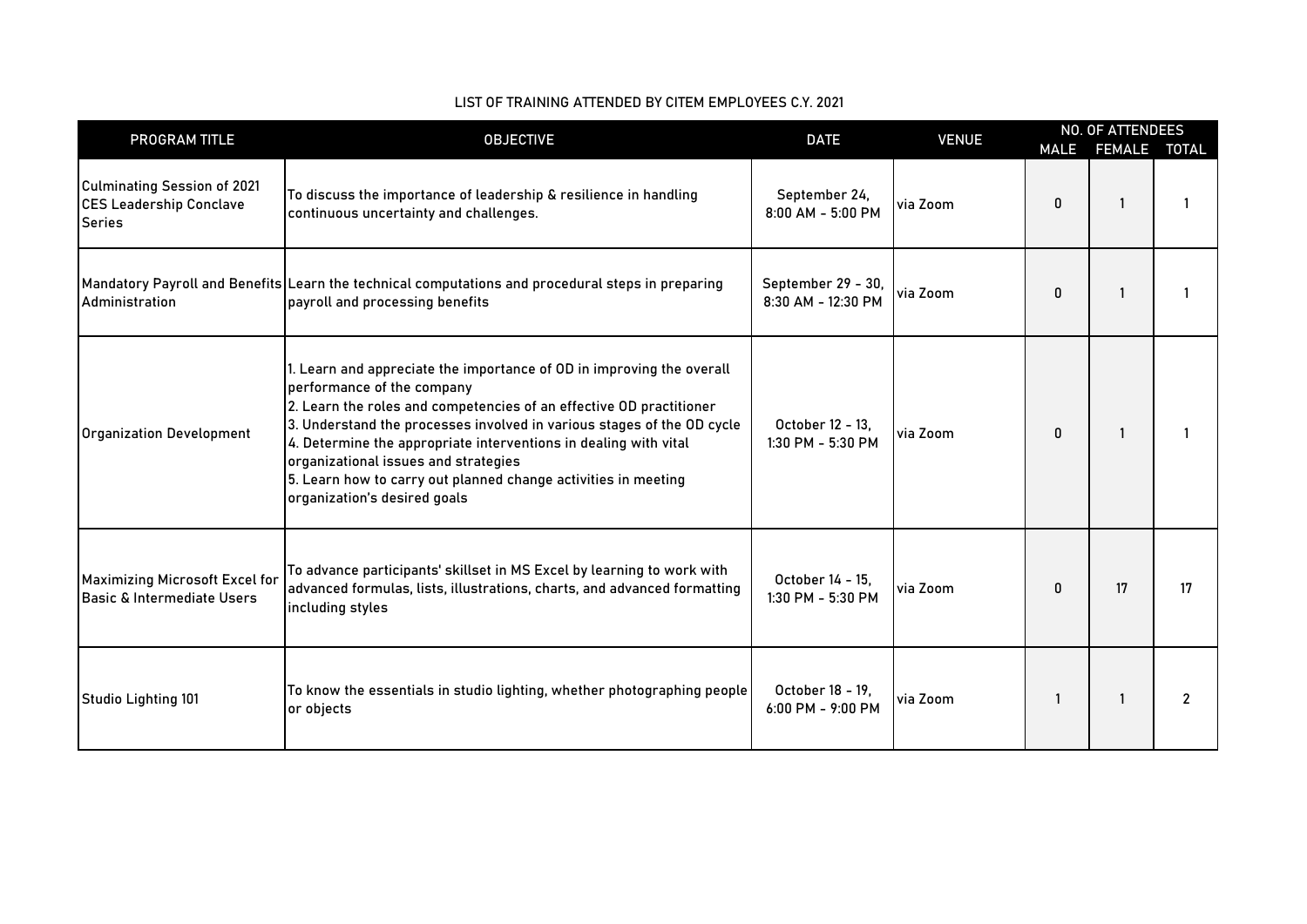LIST OF TRAINING ATTENDED BY CITEM EMPLOYEES C.Y. 2021

| PROGRAM TITLE | OBJECTIVE | DATE | VENUE | NO. OF ATTENDEES | | |
|---|---|---|---|---|---|---|
| | | | | MALE | FEMALE | TOTAL |
| Culminating Session of 2021 CES Leadership Conclave Series | To discuss the importance of leadership & resilience in handling continuous uncertainty and challenges. | September 24, 8:00 AM - 5:00 PM | via Zoom | 0 | 1 | 1 |
| Mandatory Payroll and Benefits Administration | Learn the technical computations and procedural steps in preparing payroll and processing benefits | September 29 - 30, 8:30 AM - 12:30 PM | via Zoom | 0 | 1 | 1 |
| Organization Development | 1. Learn and appreciate the importance of OD in improving the overall performance of the company<br>2. Learn the roles and competencies of an effective OD practitioner<br>3. Understand the processes involved in various stages of the OD cycle<br>4. Determine the appropriate interventions in dealing with vital organizational issues and strategies<br>5. Learn how to carry out planned change activities in meeting organization's desired goals | October 12 - 13, 1:30 PM - 5:30 PM | via Zoom | 0 | 1 | 1 |
| Maximizing Microsoft Excel for Basic & Intermediate Users | To advance participants' skillset in MS Excel by learning to work with advanced formulas, lists, illustrations, charts, and advanced formatting including styles | October 14 - 15, 1:30 PM - 5:30 PM | via Zoom | 0 | 17 | 17 |
| Studio Lighting 101 | To know the essentials in studio lighting, whether photographing people or objects | October 18 - 19, 6:00 PM - 9:00 PM | via Zoom | 1 | 1 | 2 |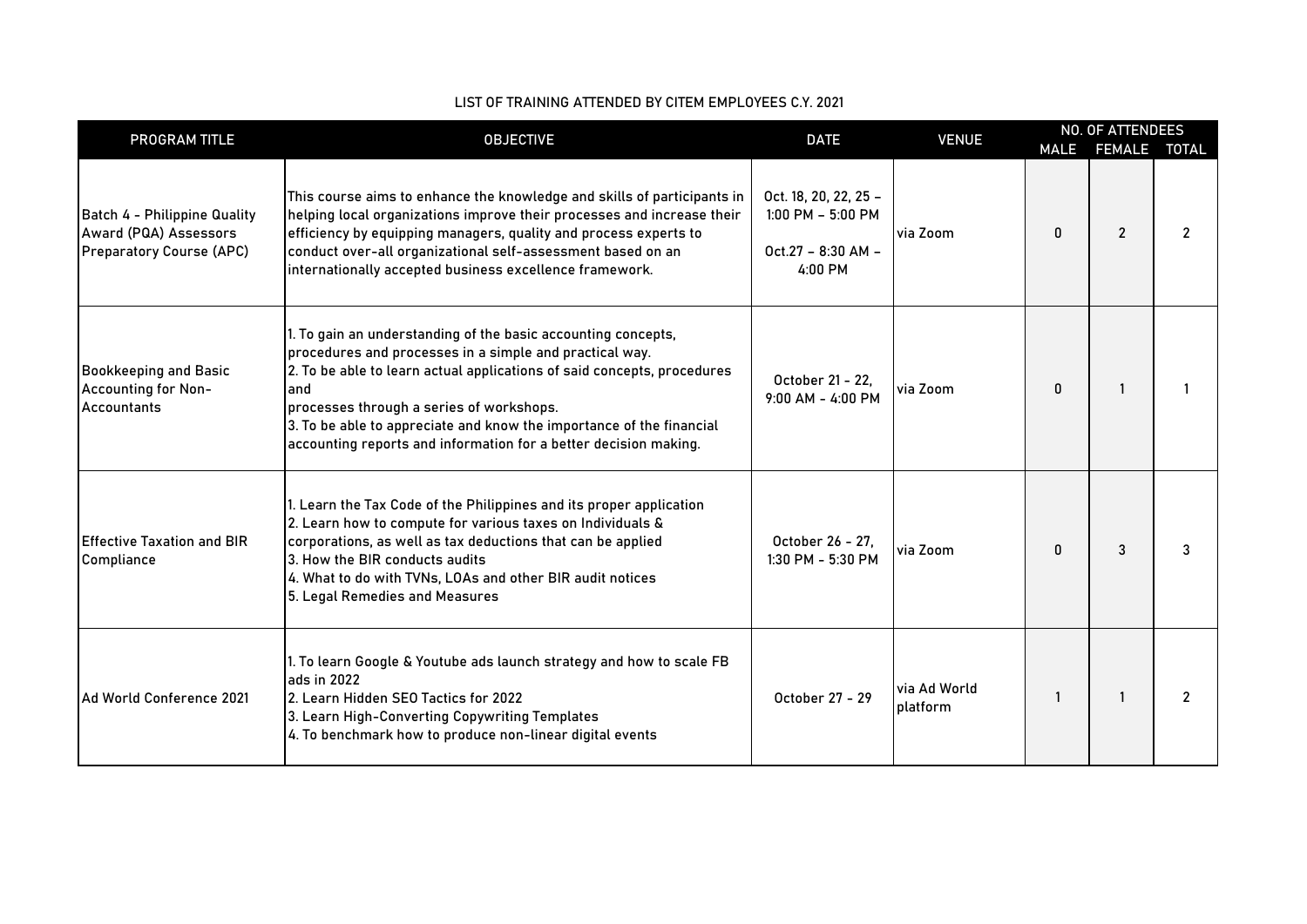LIST OF TRAINING ATTENDED BY CITEM EMPLOYEES C.Y. 2021

| PROGRAM TITLE | OBJECTIVE | DATE | VENUE | NO. OF ATTENDEES | | |
|---|---|---|---|---|---|---|
| | | | | MALE | FEMALE | TOTAL |
| Batch 4 - Philippine Quality Award (PQA) Assessors Preparatory Course (APC) | This course aims to enhance the knowledge and skills of participants in helping local organizations improve their processes and increase their efficiency by equipping managers, quality and process experts to conduct over-all organizational self-assessment based on an internationally accepted business excellence framework. | Oct. 18, 20, 22, 25 – 1:00 PM – 5:00 PM<br>Oct.27 – 8:30 AM – 4:00 PM | via Zoom | 0 | 2 | 2 |
| Bookkeeping and Basic Accounting for Non-Accountants | 1. To gain an understanding of the basic accounting concepts, procedures and processes in a simple and practical way.<br>2. To be able to learn actual applications of said concepts, procedures and<br>processes through a series of workshops.<br>3. To be able to appreciate and know the importance of the financial accounting reports and information for a better decision making. | October 21 - 22, 9:00 AM - 4:00 PM | via Zoom | 0 | 1 | 1 |
| Effective Taxation and BIR Compliance | 1. Learn the Tax Code of the Philippines and its proper application<br>2. Learn how to compute for various taxes on Individuals & corporations, as well as tax deductions that can be applied<br>3. How the BIR conducts audits<br>4. What to do with TVNs, LOAs and other BIR audit notices<br>5. Legal Remedies and Measures | October 26 - 27, 1:30 PM - 5:30 PM | via Zoom | 0 | 3 | 3 |
| Ad World Conference 2021 | 1. To learn Google & Youtube ads launch strategy and how to scale FB ads in 2022<br>2. Learn Hidden SEO Tactics for 2022<br>3. Learn High-Converting Copywriting Templates<br>4. To benchmark how to produce non-linear digital events | October 27 - 29 | via Ad World platform | 1 | 1 | 2 |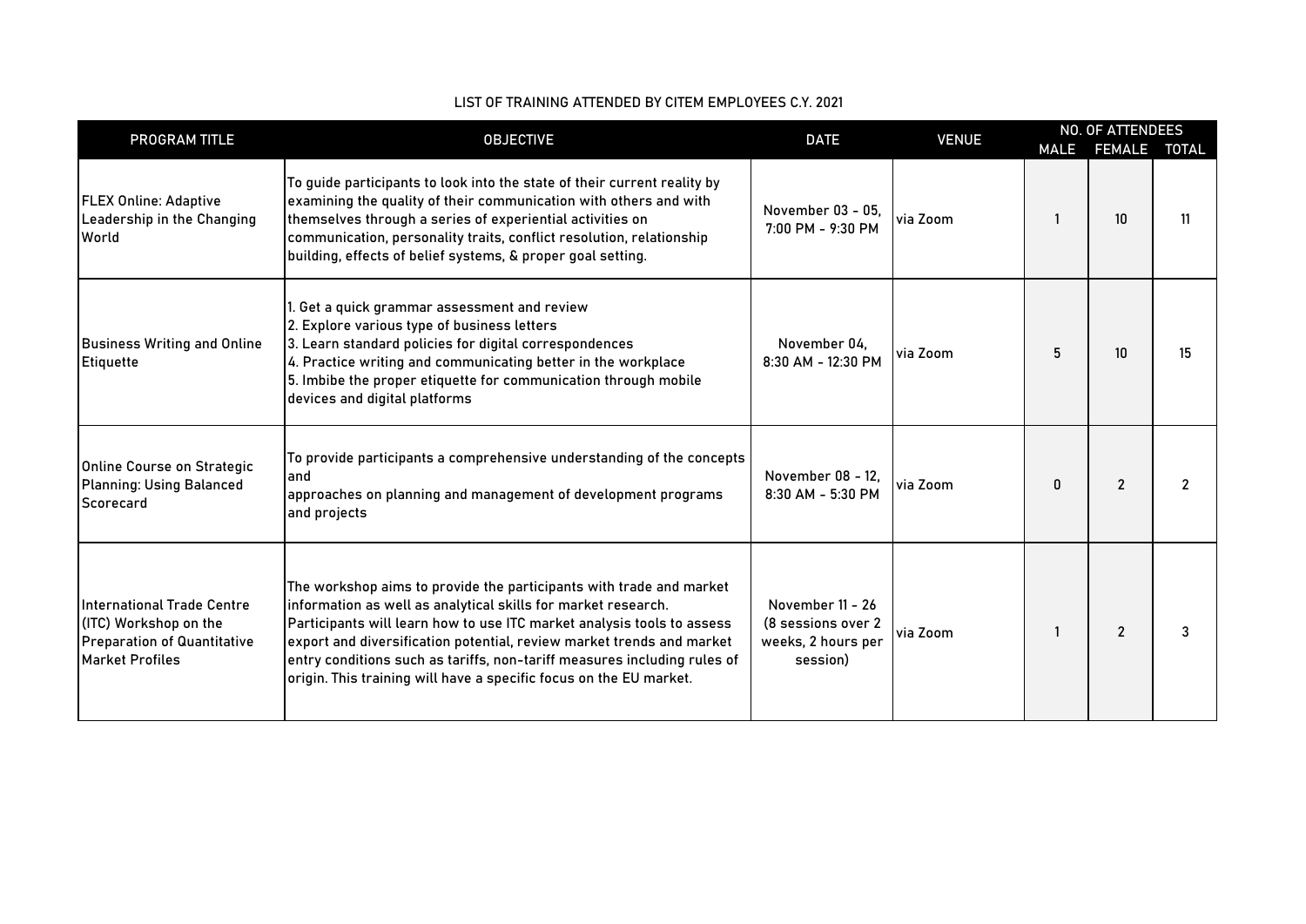LIST OF TRAINING ATTENDED BY CITEM EMPLOYEES C.Y. 2021

| PROGRAM TITLE | OBJECTIVE | DATE | VENUE | NO. OF ATTENDEES | | |
|---|---|---|---|---|---|---|
| | | | | MALE | FEMALE | TOTAL |
| FLEX Online: Adaptive Leadership in the Changing World | To guide participants to look into the state of their current reality by examining the quality of their communication with others and with themselves through a series of experiential activities on communication, personality traits, conflict resolution, relationship building, effects of belief systems, & proper goal setting. | November 03 - 05, 7:00 PM - 9:30 PM | via Zoom | 1 | 10 | 11 |
| Business Writing and Online Etiquette | 1. Get a quick grammar assessment and review<br>2. Explore various type of business letters<br>3. Learn standard policies for digital correspondences<br>4. Practice writing and communicating better in the workplace<br>5. Imbibe the proper etiquette for communication through mobile devices and digital platforms | November 04, 8:30 AM - 12:30 PM | via Zoom | 5 | 10 | 15 |
| Online Course on Strategic Planning: Using Balanced Scorecard | To provide participants a comprehensive understanding of the concepts and approaches on planning and management of development programs and projects | November 08 - 12, 8:30 AM - 5:30 PM | via Zoom | 0 | 2 | 2 |
| International Trade Centre (ITC) Workshop on the Preparation of Quantitative Market Profiles | The workshop aims to provide the participants with trade and market information as well as analytical skills for market research. Participants will learn how to use ITC market analysis tools to assess export and diversification potential, review market trends and market entry conditions such as tariffs, non-tariff measures including rules of origin. This training will have a specific focus on the EU market. | November 11 - 26 (8 sessions over 2 weeks, 2 hours per session) | via Zoom | 1 | 2 | 3 |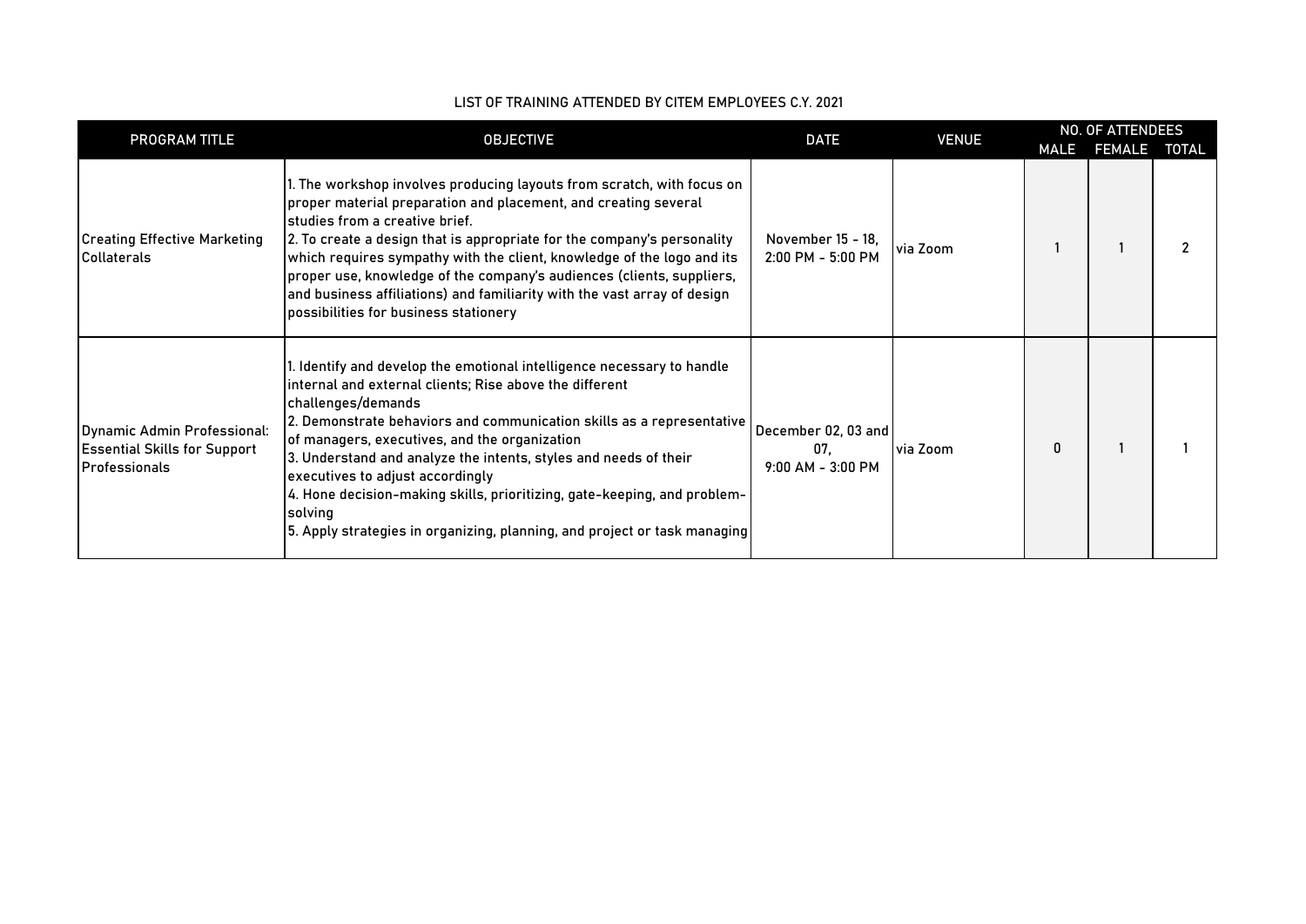LIST OF TRAINING ATTENDED BY CITEM EMPLOYEES C.Y. 2021

| PROGRAM TITLE | OBJECTIVE | DATE | VENUE | NO. OF ATTENDEES | | |
|---|---|---|---|---|---|---|
| | | | | MALE | FEMALE | TOTAL |
| Creating Effective Marketing Collaterals | 1. The workshop involves producing layouts from scratch, with focus on proper material preparation and placement, and creating several studies from a creative brief.<br>2. To create a design that is appropriate for the company's personality which requires sympathy with the client, knowledge of the logo and its proper use, knowledge of the company's audiences (clients, suppliers, and business affiliations) and familiarity with the vast array of design possibilities for business stationery | November 15 - 18, 2:00 PM - 5:00 PM | via Zoom | 1 | 1 | 2 |
| Dynamic Admin Professional: Essential Skills for Support Professionals | 1. Identify and develop the emotional intelligence necessary to handle internal and external clients; Rise above the different challenges/demands<br>2. Demonstrate behaviors and communication skills as a representative of managers, executives, and the organization<br>3. Understand and analyze the intents, styles and needs of their executives to adjust accordingly<br>4. Hone decision-making skills, prioritizing, gate-keeping, and problem-solving<br>5. Apply strategies in organizing, planning, and project or task managing | December 02, 03 and 07, 9:00 AM - 3:00 PM | via Zoom | 0 | 1 | 1 |